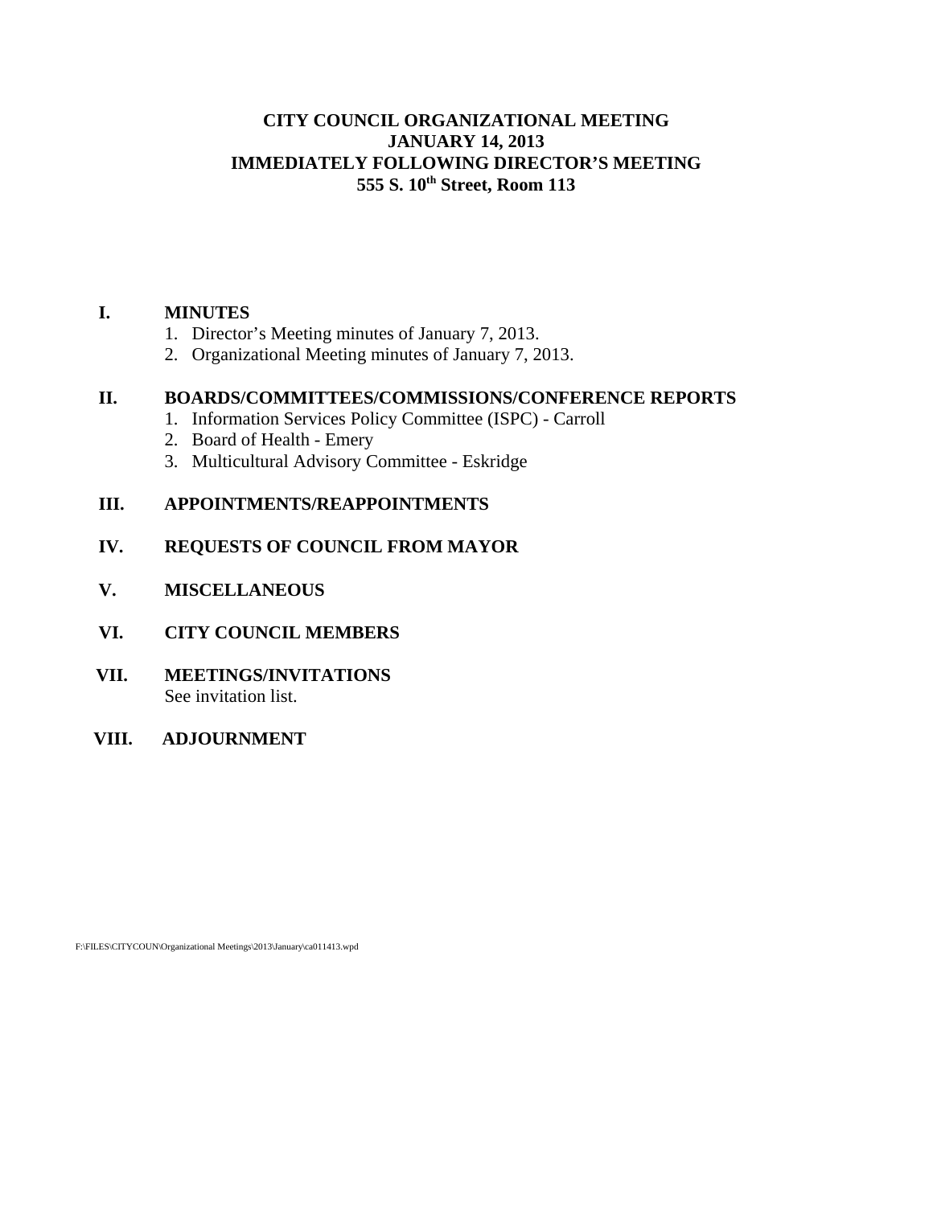# CITY COUNCIL ORGANIZATIONAL MEETING
# JANUARY 14, 2013
# IMMEDIATELY FOLLOWING DIRECTOR'S MEETING
# 555 S. 10th Street, Room 113

**I. MINUTES**

1. Director's Meeting minutes of January 7, 2013.
2. Organizational Meeting minutes of January 7, 2013.

**II. BOARDS/COMMITTEES/COMMISSIONS/CONFERENCE REPORTS**

1. Information Services Policy Committee (ISPC) - Carroll
2. Board of Health - Emery
3. Multicultural Advisory Committee - Eskridge

**III. APPOINTMENTS/REAPPOINTMENTS**

**IV. REQUESTS OF COUNCIL FROM MAYOR**

**V. MISCELLANEOUS**

**VI. CITY COUNCIL MEMBERS**

**VII. MEETINGS/INVITATIONS**

See invitation list.

**VIII. ADJOURNMENT**

F:\FILES\CITYCOUN\Organizational Meetings\2013\January\ca011413.wpd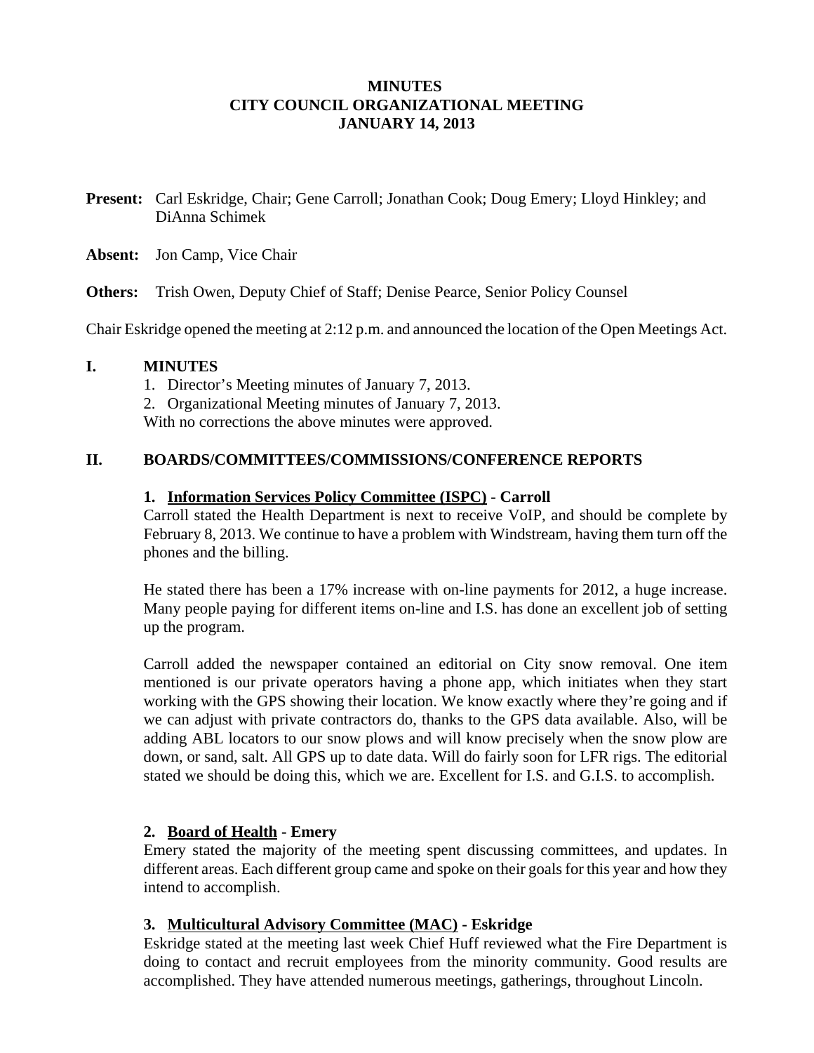**MINUTES**
**CITY COUNCIL ORGANIZATIONAL MEETING**
**JANUARY 14, 2013**

**Present:** Carl Eskridge, Chair; Gene Carroll; Jonathan Cook; Doug Emery; Lloyd Hinkley; and DiAnna Schimek

**Absent:** Jon Camp, Vice Chair

**Others:** Trish Owen, Deputy Chief of Staff; Denise Pearce, Senior Policy Counsel

Chair Eskridge opened the meeting at 2:12 p.m. and announced the location of the Open Meetings Act.

## I. MINUTES

1. Director's Meeting minutes of January 7, 2013.
2. Organizational Meeting minutes of January 7, 2013.

With no corrections the above minutes were approved.

## II. BOARDS/COMMITTEES/COMMISSIONS/CONFERENCE REPORTS

### 1. Information Services Policy Committee (ISPC) - Carroll

Carroll stated the Health Department is next to receive VoIP, and should be complete by February 8, 2013. We continue to have a problem with Windstream, having them turn off the phones and the billing.

He stated there has been a 17% increase with on-line payments for 2012, a huge increase. Many people paying for different items on-line and I.S. has done an excellent job of setting up the program.

Carroll added the newspaper contained an editorial on City snow removal. One item mentioned is our private operators having a phone app, which initiates when they start working with the GPS showing their location. We know exactly where they're going and if we can adjust with private contractors do, thanks to the GPS data available. Also, will be adding ABL locators to our snow plows and will know precisely when the snow plow are down, or sand, salt. All GPS up to date data. Will do fairly soon for LFR rigs. The editorial stated we should be doing this, which we are. Excellent for I.S. and G.I.S. to accomplish.

### 2. Board of Health - Emery

Emery stated the majority of the meeting spent discussing committees, and updates. In different areas. Each different group came and spoke on their goals for this year and how they intend to accomplish.

### 3. Multicultural Advisory Committee (MAC) - Eskridge

Eskridge stated at the meeting last week Chief Huff reviewed what the Fire Department is doing to contact and recruit employees from the minority community. Good results are accomplished. They have attended numerous meetings, gatherings, throughout Lincoln.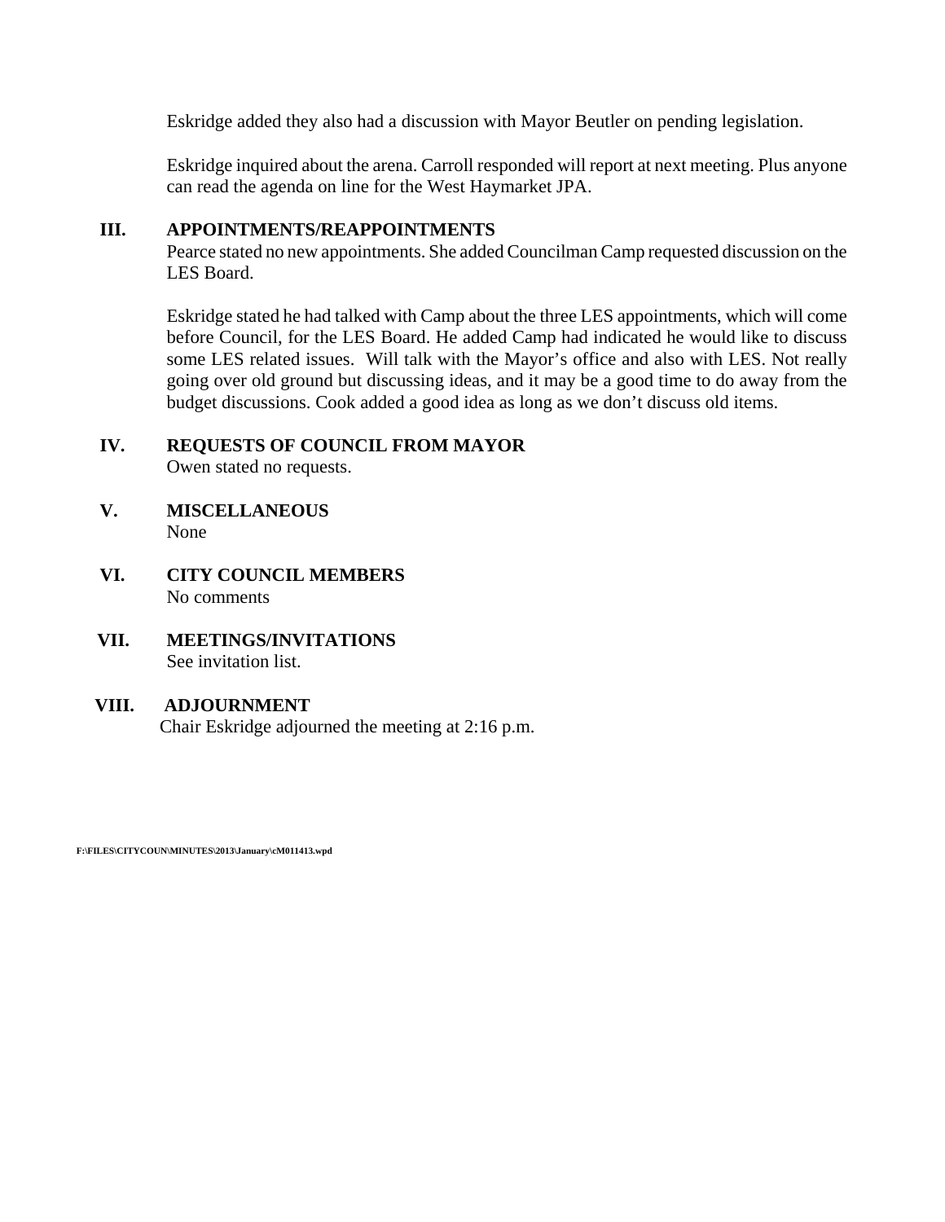Eskridge added they also had a discussion with Mayor Beutler on pending legislation.

Eskridge inquired about the arena. Carroll responded will report at next meeting. Plus anyone can read the agenda on line for the West Haymarket JPA.

## III. APPOINTMENTS/REAPPOINTMENTS

Pearce stated no new appointments. She added Councilman Camp requested discussion on the LES Board.

Eskridge stated he had talked with Camp about the three LES appointments, which will come before Council, for the LES Board. He added Camp had indicated he would like to discuss some LES related issues. Will talk with the Mayor's office and also with LES. Not really going over old ground but discussing ideas, and it may be a good time to do away from the budget discussions. Cook added a good idea as long as we don't discuss old items.

## IV. REQUESTS OF COUNCIL FROM MAYOR

Owen stated no requests.

## V. MISCELLANEOUS

None

## VI. CITY COUNCIL MEMBERS

No comments

## VII. MEETINGS/INVITATIONS

See invitation list.

## VIII. ADJOURNMENT

Chair Eskridge adjourned the meeting at 2:16 p.m.

F:\FILES\CITYCOUN\MINUTES\2013\January\cM011413.wpd